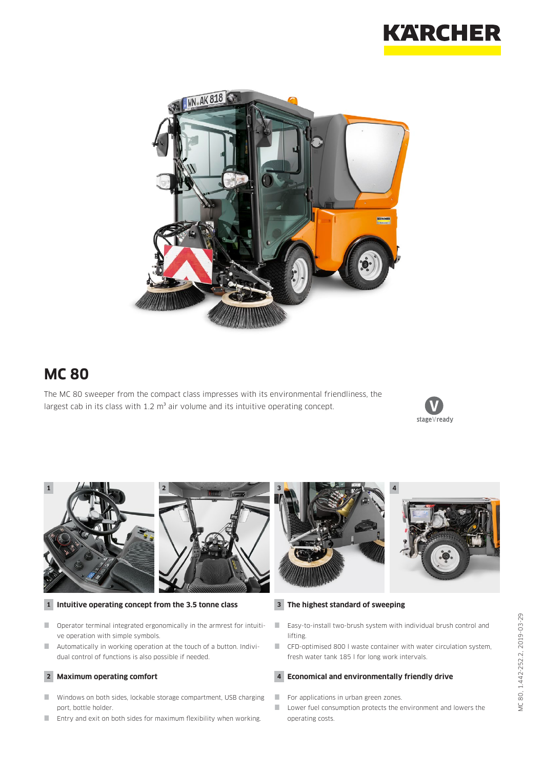# MC 80

The MC 80 sweeper from the compact class impresses with its environmental friendliness, the largest cab in its class with 1.2 m³ air volume and its intuitive operating concept.

stageVready

### 1 Intuitive operating concept from the 3.5 tonne class

- Operator terminal integrated ergonomically in the armrest for intuitive operation with simple symbols.
- Automatically in working operation at the touch of a button. Individual control of functions is also possible if needed.

### 2 Maximum operating comfort

- Windows on both sides, lockable storage compartment, USB charging port, bottle holder.
- Entry and exit on both sides for maximum flexibility when working.

### 3 The highest standard of sweeping

- Easy-to-install two-brush system with individual brush control and lifting.
- CFD-optimised 800 l waste container with water circulation system, fresh water tank 185 l for long work intervals.

### 4 Economical and environmentally friendly drive

- For applications in urban green zones.
- Lower fuel consumption protects the environment and lowers the operating costs.

MC 80, 1.442-252.2, 2019-03-29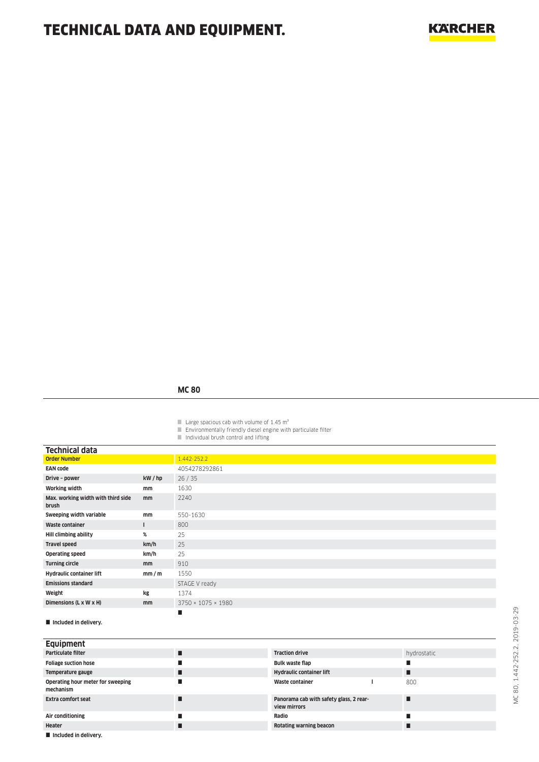# TECHNICAL DATA AND EQUIPMENT.

**MC 80**

- Large spacious cab with volume of 1.45 m³
- Environmentally friendly diesel engine with particulate filter
- Individual brush control and lifting

## Technical data

| | | |
|---|---|---|
| **Order Number** | | 1.442-252.2 |
| **EAN code** | | 4054278292861 |
| **Drive – power** | **kW / hp** | 26 / 35 |
| **Working width** | **mm** | 1630 |
| **Max. working width with third side brush** | **mm** | 2240 |
| **Sweeping width variable** | **mm** | 550–1630 |
| **Waste container** | **l** | 800 |
| **Hill climbing ability** | **%** | 25 |
| **Travel speed** | **km/h** | 25 |
| **Operating speed** | **km/h** | 25 |
| **Turning circle** | **mm** | 910 |
| **Hydraulic container lift** | **mm / m** | 1550 |
| **Emissions standard** | | STAGE V ready |
| **Weight** | **kg** | 1374 |
| **Dimensions (L x W x H)** | **mm** | 3750 × 1075 × 1980 |
| | | ■ |

■ **Included in delivery.**

## Equipment

| | | | | |
|---|---|---|---|---|
| **Particulate filter** | ■ | **Traction drive** | | hydrostatic |
| **Foliage suction hose** | ■ | **Bulk waste flap** | | ■ |
| **Temperature gauge** | ■ | **Hydraulic container lift** | | ■ |
| **Operating hour meter for sweeping mechanism** | ■ | **Waste container** | **l** | 800 |
| **Extra comfort seat** | ■ | **Panorama cab with safety glass, 2 rear-view mirrors** | | ■ |
| **Air conditioning** | ■ | **Radio** | | ■ |
| **Heater** | ■ | **Rotating warning beacon** | | ■ |

■ **Included in delivery.**

MC 80, 1.442-252.2, 2019-03-29